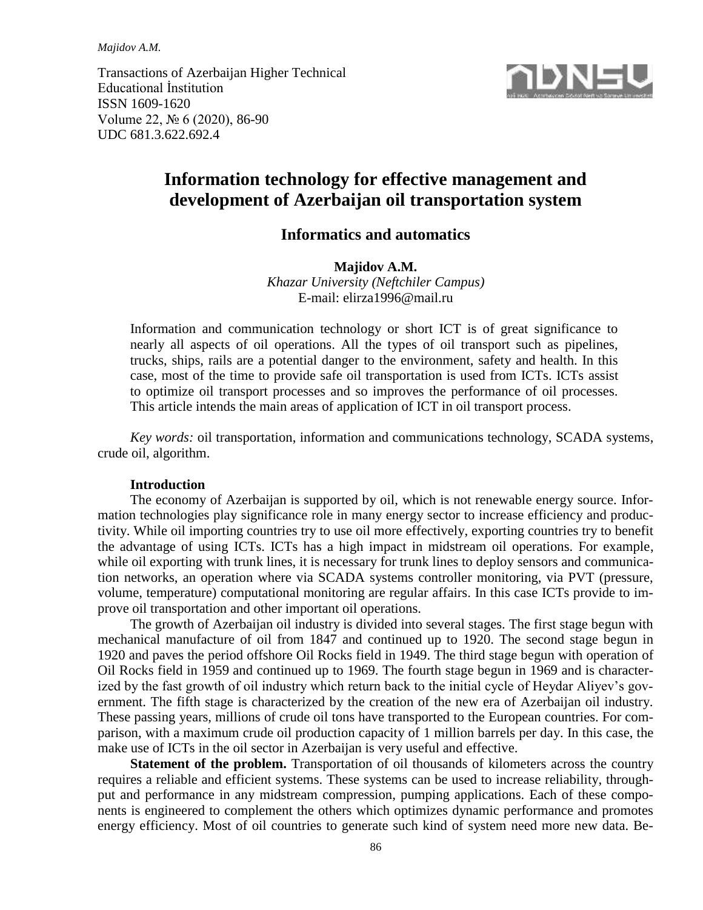Transactions of Azerbaijan Higher Technical Educational İnstitution
ISSN 1609-1620
Volume 22, № 6 (2020), 86-90
UDC 681.3.622.692.4

# Information technology for effective management and development of Azerbaijan oil transportation system

## Informatics and automatics

**Majidov A.M.**
*Khazar University (Neftchiler Campus)*
E-mail: elirza1996@mail.ru

Information and communication technology or short ICT is of great significance to nearly all aspects of oil operations. All the types of oil transport such as pipelines, trucks, ships, rails are a potential danger to the environment, safety and health. In this case, most of the time to provide safe oil transportation is used from ICTs. ICTs assist to optimize oil transport processes and so improves the performance of oil processes. This article intends the main areas of application of ICT in oil transport process.

*Key words:* oil transportation, information and communications technology, SCADA systems, crude oil, algorithm.

**Introduction**

The economy of Azerbaijan is supported by oil, which is not renewable energy source. Information technologies play significance role in many energy sector to increase efficiency and productivity. While oil importing countries try to use oil more effectively, exporting countries try to benefit the advantage of using ICTs. ICTs has a high impact in midstream oil operations. For example, while oil exporting with trunk lines, it is necessary for trunk lines to deploy sensors and communication networks, an operation where via SCADA systems controller monitoring, via PVT (pressure, volume, temperature) computational monitoring are regular affairs. In this case ICTs provide to improve oil transportation and other important oil operations.

The growth of Azerbaijan oil industry is divided into several stages. The first stage begun with mechanical manufacture of oil from 1847 and continued up to 1920. The second stage begun in 1920 and paves the period offshore Oil Rocks field in 1949. The third stage begun with operation of Oil Rocks field in 1959 and continued up to 1969. The fourth stage begun in 1969 and is characterized by the fast growth of oil industry which return back to the initial cycle of Heydar Aliyev's government. The fifth stage is characterized by the creation of the new era of Azerbaijan oil industry. These passing years, millions of crude oil tons have transported to the European countries. For comparison, with a maximum crude oil production capacity of 1 million barrels per day. In this case, the make use of ICTs in the oil sector in Azerbaijan is very useful and effective.

**Statement of the problem.** Transportation of oil thousands of kilometers across the country requires a reliable and efficient systems. These systems can be used to increase reliability, throughput and performance in any midstream compression, pumping applications. Each of these components is engineered to complement the others which optimizes dynamic performance and promotes energy efficiency. Most of oil countries to generate such kind of system need more new data. Be-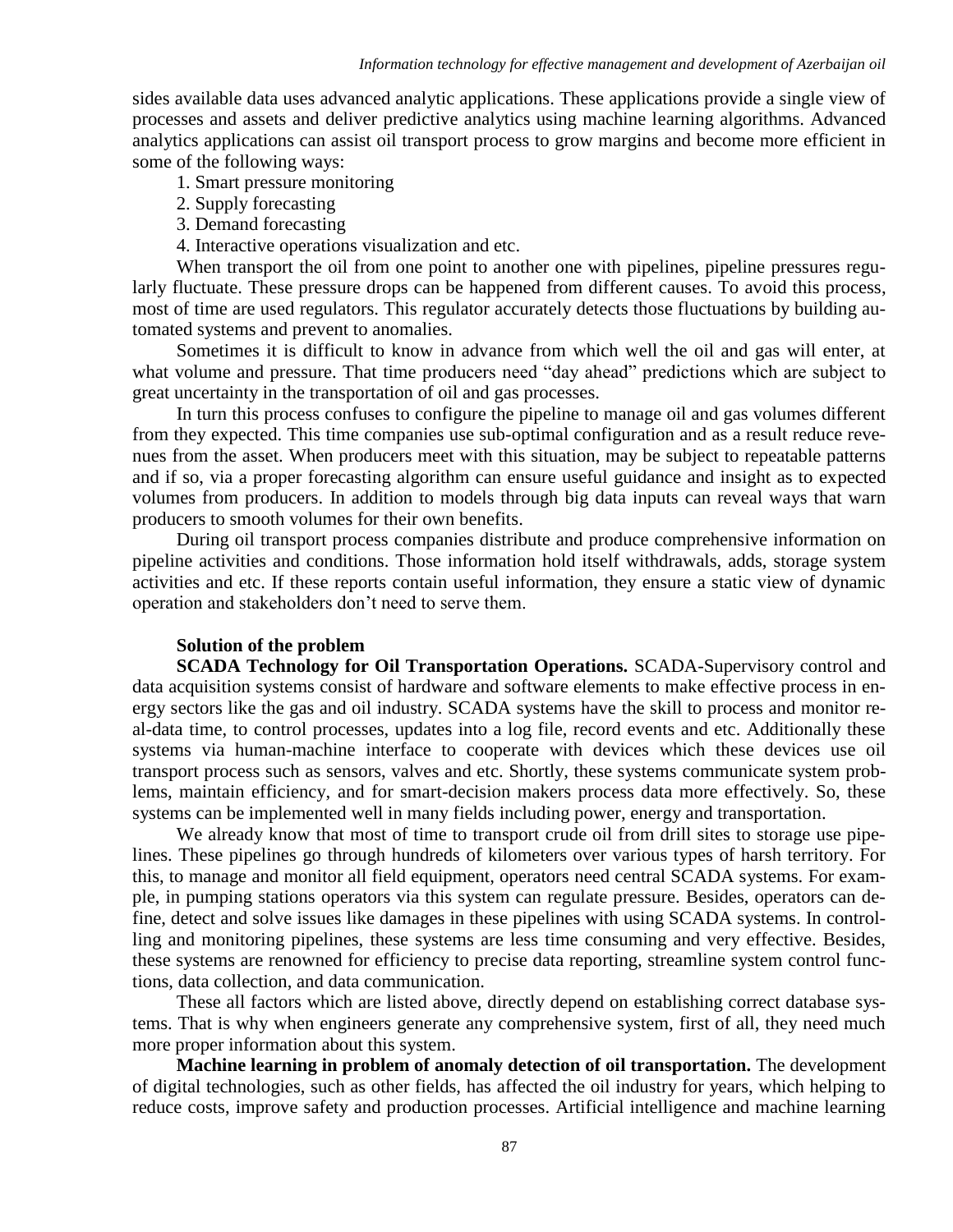sides available data uses advanced analytic applications. These applications provide a single view of processes and assets and deliver predictive analytics using machine learning algorithms. Advanced analytics applications can assist oil transport process to grow margins and become more efficient in some of the following ways:

1. Smart pressure monitoring
2. Supply forecasting
3. Demand forecasting
4. Interactive operations visualization and etc.

When transport the oil from one point to another one with pipelines, pipeline pressures regularly fluctuate. These pressure drops can be happened from different causes. To avoid this process, most of time are used regulators. This regulator accurately detects those fluctuations by building automated systems and prevent to anomalies.

Sometimes it is difficult to know in advance from which well the oil and gas will enter, at what volume and pressure. That time producers need "day ahead" predictions which are subject to great uncertainty in the transportation of oil and gas processes.

In turn this process confuses to configure the pipeline to manage oil and gas volumes different from they expected. This time companies use sub-optimal configuration and as a result reduce revenues from the asset. When producers meet with this situation, may be subject to repeatable patterns and if so, via a proper forecasting algorithm can ensure useful guidance and insight as to expected volumes from producers. In addition to models through big data inputs can reveal ways that warn producers to smooth volumes for their own benefits.

During oil transport process companies distribute and produce comprehensive information on pipeline activities and conditions. Those information hold itself withdrawals, adds, storage system activities and etc. If these reports contain useful information, they ensure a static view of dynamic operation and stakeholders don't need to serve them.

## Solution of the problem

**SCADA Technology for Oil Transportation Operations.** SCADA-Supervisory control and data acquisition systems consist of hardware and software elements to make effective process in energy sectors like the gas and oil industry. SCADA systems have the skill to process and monitor real-data time, to control processes, updates into a log file, record events and etc. Additionally these systems via human-machine interface to cooperate with devices which these devices use oil transport process such as sensors, valves and etc. Shortly, these systems communicate system problems, maintain efficiency, and for smart-decision makers process data more effectively. So, these systems can be implemented well in many fields including power, energy and transportation.

We already know that most of time to transport crude oil from drill sites to storage use pipelines. These pipelines go through hundreds of kilometers over various types of harsh territory. For this, to manage and monitor all field equipment, operators need central SCADA systems. For example, in pumping stations operators via this system can regulate pressure. Besides, operators can define, detect and solve issues like damages in these pipelines with using SCADA systems. In controlling and monitoring pipelines, these systems are less time consuming and very effective. Besides, these systems are renowned for efficiency to precise data reporting, streamline system control functions, data collection, and data communication.

These all factors which are listed above, directly depend on establishing correct database systems. That is why when engineers generate any comprehensive system, first of all, they need much more proper information about this system.

**Machine learning in problem of anomaly detection of oil transportation.** The development of digital technologies, such as other fields, has affected the oil industry for years, which helping to reduce costs, improve safety and production processes. Artificial intelligence and machine learning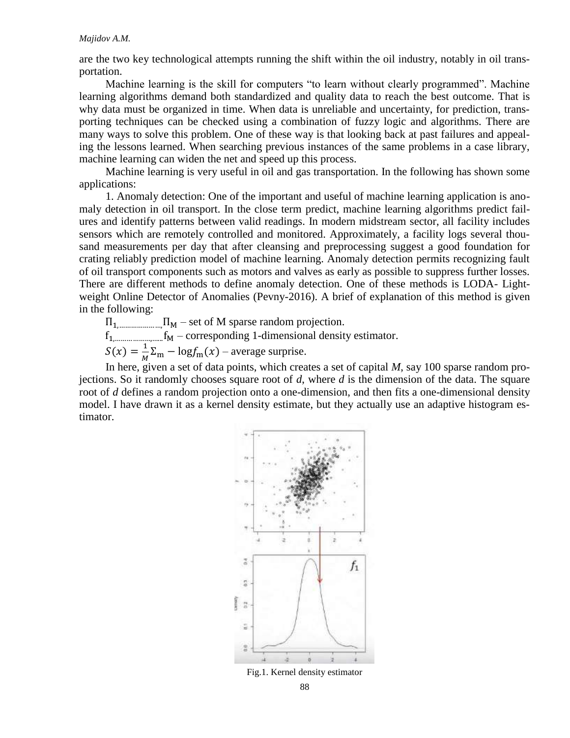are the two key technological attempts running the shift within the oil industry, notably in oil transportation.

Machine learning is the skill for computers "to learn without clearly programmed". Machine learning algorithms demand both standardized and quality data to reach the best outcome. That is why data must be organized in time. When data is unreliable and uncertainty, for prediction, transporting techniques can be checked using a combination of fuzzy logic and algorithms. There are many ways to solve this problem. One of these way is that looking back at past failures and appealing the lessons learned. When searching previous instances of the same problems in a case library, machine learning can widen the net and speed up this process.

Machine learning is very useful in oil and gas transportation. In the following has shown some applications:

1. Anomaly detection: One of the important and useful of machine learning application is anomaly detection in oil transport. In the close term predict, machine learning algorithms predict failures and identify patterns between valid readings. In modern midstream sector, all facility includes sensors which are remotely controlled and monitored. Approximately, a facility logs several thousand measurements per day that after cleansing and preprocessing suggest a good foundation for crating reliably prediction model of machine learning. Anomaly detection permits recognizing fault of oil transport components such as motors and valves as early as possible to suppress further losses. There are different methods to define anomaly detection. One of these methods is LODA- Lightweight Online Detector of Anomalies (Pevny-2016). A brief of explanation of this method is given in the following:

$\Pi_{1,\ldots\ldots\ldots\ldots,}\Pi_M$ – set of M sparse random projection.

$f_{1,\ldots\ldots\ldots\ldots,\ldots}f_M$ – corresponding 1-dimensional density estimator.

$S(x) = \frac{1}{M}\Sigma_m - \log f_m(x)$ – average surprise.

In here, given a set of data points, which creates a set of capital *M*, say 100 sparse random projections. So it randomly chooses square root of *d*, where *d* is the dimension of the data. The square root of *d* defines a random projection onto a one-dimension, and then fits a one-dimensional density model. I have drawn it as a kernel density estimate, but they actually use an adaptive histogram estimator.

Fig.1. Kernel density estimator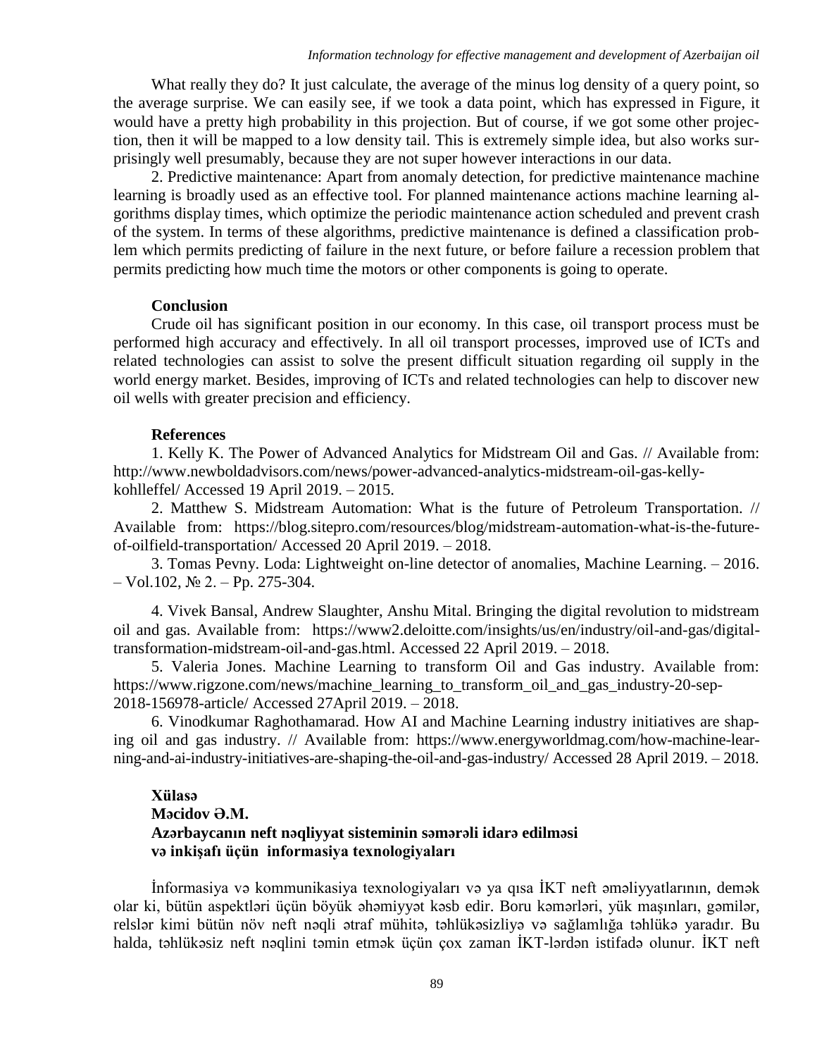What really they do? It just calculate, the average of the minus log density of a query point, so the average surprise. We can easily see, if we took a data point, which has expressed in Figure, it would have a pretty high probability in this projection. But of course, if we got some other projection, then it will be mapped to a low density tail. This is extremely simple idea, but also works surprisingly well presumably, because they are not super however interactions in our data.

2. Predictive maintenance: Apart from anomaly detection, for predictive maintenance machine learning is broadly used as an effective tool. For planned maintenance actions machine learning algorithms display times, which optimize the periodic maintenance action scheduled and prevent crash of the system. In terms of these algorithms, predictive maintenance is defined a classification problem which permits predicting of failure in the next future, or before failure a recession problem that permits predicting how much time the motors or other components is going to operate.

**Conclusion**

Crude oil has significant position in our economy. In this case, oil transport process must be performed high accuracy and effectively. In all oil transport processes, improved use of ICTs and related technologies can assist to solve the present difficult situation regarding oil supply in the world energy market. Besides, improving of ICTs and related technologies can help to discover new oil wells with greater precision and efficiency.

**References**

1. Kelly K. The Power of Advanced Analytics for Midstream Oil and Gas. // Available from: http://www.newboldadvisors.com/news/power-advanced-analytics-midstream-oil-gas-kelly-kohlleffel/ Accessed 19 April 2019. – 2015.

2. Matthew S. Midstream Automation: What is the future of Petroleum Transportation. // Available from: https://blog.sitepro.com/resources/blog/midstream-automation-what-is-the-future-of-oilfield-transportation/ Accessed 20 April 2019. – 2018.

3. Tomas Pevny. Loda: Lightweight on-line detector of anomalies, Machine Learning. – 2016. – Vol.102, № 2. – Pp. 275-304.

4. Vivek Bansal, Andrew Slaughter, Anshu Mital. Bringing the digital revolution to midstream oil and gas. Available from: https://www2.deloitte.com/insights/us/en/industry/oil-and-gas/digital-transformation-midstream-oil-and-gas.html. Accessed 22 April 2019. – 2018.

5. Valeria Jones. Machine Learning to transform Oil and Gas industry. Available from: https://www.rigzone.com/news/machine_learning_to_transform_oil_and_gas_industry-20-sep-2018-156978-article/ Accessed 27April 2019. – 2018.

6. Vinodkumar Raghothamarad. How AI and Machine Learning industry initiatives are shaping oil and gas industry. // Available from: https://www.energyworldmag.com/how-machine-learning-and-ai-industry-initiatives-are-shaping-the-oil-and-gas-industry/ Accessed 28 April 2019. – 2018.

**Xülasə**
**Məcidov Ə.M.**
**Azərbaycanın neft nəqliyyat sisteminin səmərəli idarə edilməsi və inkişafı üçün informasiya texnologiyaları**

İnformasiya və kommunikasiya texnologiyaları və ya qısa İKT neft əməliyyatlarının, demək olar ki, bütün aspektləri üçün böyük əhəmiyyət kəsb edir. Boru kəmərləri, yük maşınları, gəmilər, relslər kimi bütün növ neft nəqli ətraf mühitə, təhlükəsizliyə və sağlamlığa təhlükə yaradır. Bu halda, təhlükəsiz neft nəqlini təmin etmək üçün çox zaman İKT-lərdən istifadə olunur. İKT neft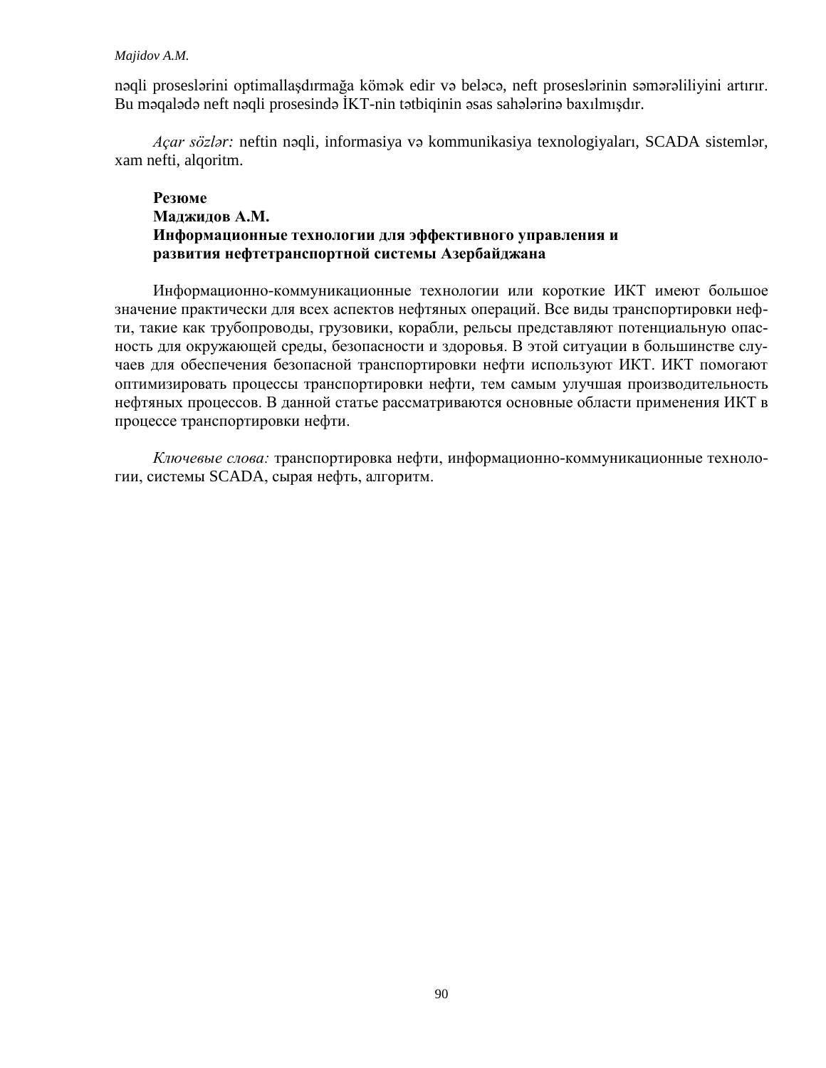nəqli proseslərini optimallaşdırmağa kömək edir və beləcə, neft proseslərinin səmərəliliyini artırır. Bu məqalədə neft nəqli prosesində İKT-nin tətbiqinin əsas sahələrinə baxılmışdır.

*Açar sözlər:* neftin nəqli, informasiya və kommunikasiya texnologiyaları, SCADA sistemlər, xam nefti, alqoritm.

**Резюме**
**Маджидов А.М.**
**Информационные технологии для эффективного управления и развития нефтетранспортной системы Азербайджана**

Информационно-коммуникационные технологии или короткие ИКТ имеют большое значение практически для всех аспектов нефтяных операций. Все виды транспортировки нефти, такие как трубопроводы, грузовики, корабли, рельсы представляют потенциальную опасность для окружающей среды, безопасности и здоровья. В этой ситуации в большинстве случаев для обеспечения безопасной транспортировки нефти используют ИКТ. ИКТ помогают оптимизировать процессы транспортировки нефти, тем самым улучшая производительность нефтяных процессов. В данной статье рассматриваются основные области применения ИКТ в процессе транспортировки нефти.

*Ключевые слова:* транспортировка нефти, информационно-коммуникационные технологии, системы SCADA, сырая нефть, алгоритм.